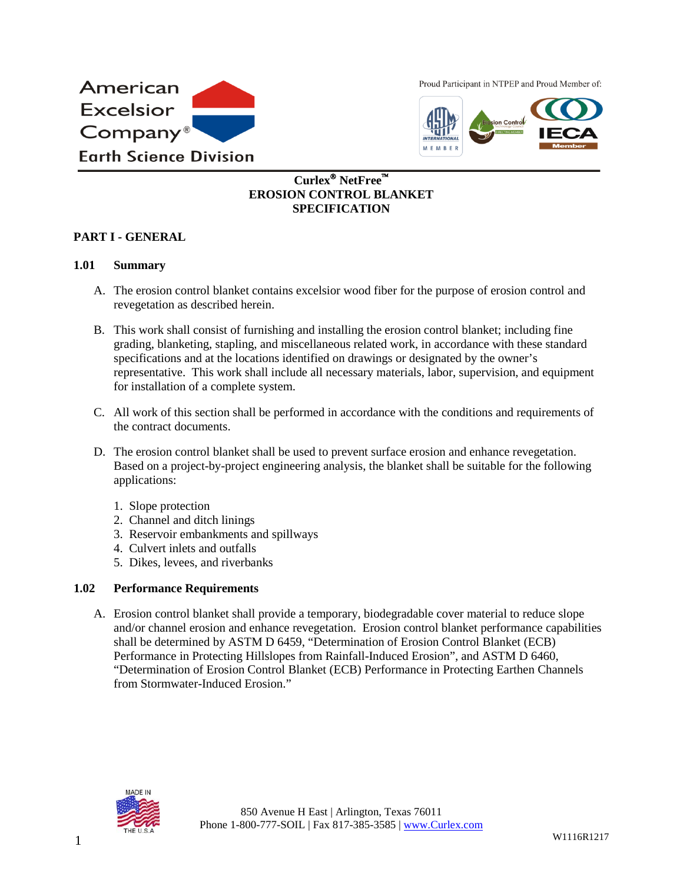American Excelsior Company®
Earth Science Division

Proud Participant in NTPEP and Proud Member of:

# Curlex® NetFree™ EROSION CONTROL BLANKET SPECIFICATION

## PART I - GENERAL

### 1.01 Summary

A. The erosion control blanket contains excelsior wood fiber for the purpose of erosion control and revegetation as described herein.

B. This work shall consist of furnishing and installing the erosion control blanket; including fine grading, blanketing, stapling, and miscellaneous related work, in accordance with these standard specifications and at the locations identified on drawings or designated by the owner's representative. This work shall include all necessary materials, labor, supervision, and equipment for installation of a complete system.

C. All work of this section shall be performed in accordance with the conditions and requirements of the contract documents.

D. The erosion control blanket shall be used to prevent surface erosion and enhance revegetation. Based on a project-by-project engineering analysis, the blanket shall be suitable for the following applications:

1. Slope protection
2. Channel and ditch linings
3. Reservoir embankments and spillways
4. Culvert inlets and outfalls
5. Dikes, levees, and riverbanks

### 1.02 Performance Requirements

A. Erosion control blanket shall provide a temporary, biodegradable cover material to reduce slope and/or channel erosion and enhance revegetation. Erosion control blanket performance capabilities shall be determined by ASTM D 6459, "Determination of Erosion Control Blanket (ECB) Performance in Protecting Hillslopes from Rainfall-Induced Erosion", and ASTM D 6460, "Determination of Erosion Control Blanket (ECB) Performance in Protecting Earthen Channels from Stormwater-Induced Erosion."

850 Avenue H East | Arlington, Texas 76011
Phone 1-800-777-SOIL | Fax 817-385-3585 | www.Curlex.com

W1116R1217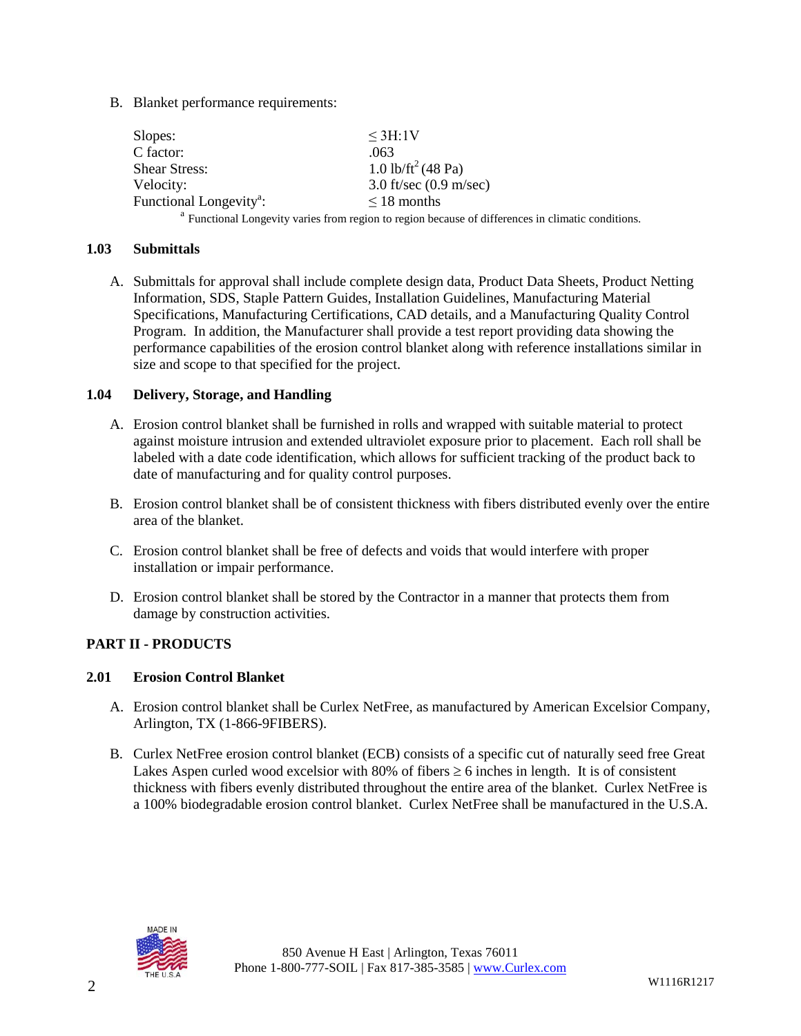B. Blanket performance requirements:

| | |
|---|---|
| Slopes: | ≤ 3H:1V |
| C factor: | .063 |
| Shear Stress: | 1.0 lb/ft$^2$ (48 Pa) |
| Velocity: | 3.0 ft/sec (0.9 m/sec) |
| Functional Longevity[a]: | ≤ 18 months |

[a] Functional Longevity varies from region to region because of differences in climatic conditions.

### 1.03 Submittals

A. Submittals for approval shall include complete design data, Product Data Sheets, Product Netting Information, SDS, Staple Pattern Guides, Installation Guidelines, Manufacturing Material Specifications, Manufacturing Certifications, CAD details, and a Manufacturing Quality Control Program. In addition, the Manufacturer shall provide a test report providing data showing the performance capabilities of the erosion control blanket along with reference installations similar in size and scope to that specified for the project.

### 1.04 Delivery, Storage, and Handling

A. Erosion control blanket shall be furnished in rolls and wrapped with suitable material to protect against moisture intrusion and extended ultraviolet exposure prior to placement. Each roll shall be labeled with a date code identification, which allows for sufficient tracking of the product back to date of manufacturing and for quality control purposes.

B. Erosion control blanket shall be of consistent thickness with fibers distributed evenly over the entire area of the blanket.

C. Erosion control blanket shall be free of defects and voids that would interfere with proper installation or impair performance.

D. Erosion control blanket shall be stored by the Contractor in a manner that protects them from damage by construction activities.

## PART II - PRODUCTS

### 2.01 Erosion Control Blanket

A. Erosion control blanket shall be Curlex NetFree, as manufactured by American Excelsior Company, Arlington, TX (1-866-9FIBERS).

B. Curlex NetFree erosion control blanket (ECB) consists of a specific cut of naturally seed free Great Lakes Aspen curled wood excelsior with 80% of fibers ≥ 6 inches in length. It is of consistent thickness with fibers evenly distributed throughout the entire area of the blanket. Curlex NetFree is a 100% biodegradable erosion control blanket. Curlex NetFree shall be manufactured in the U.S.A.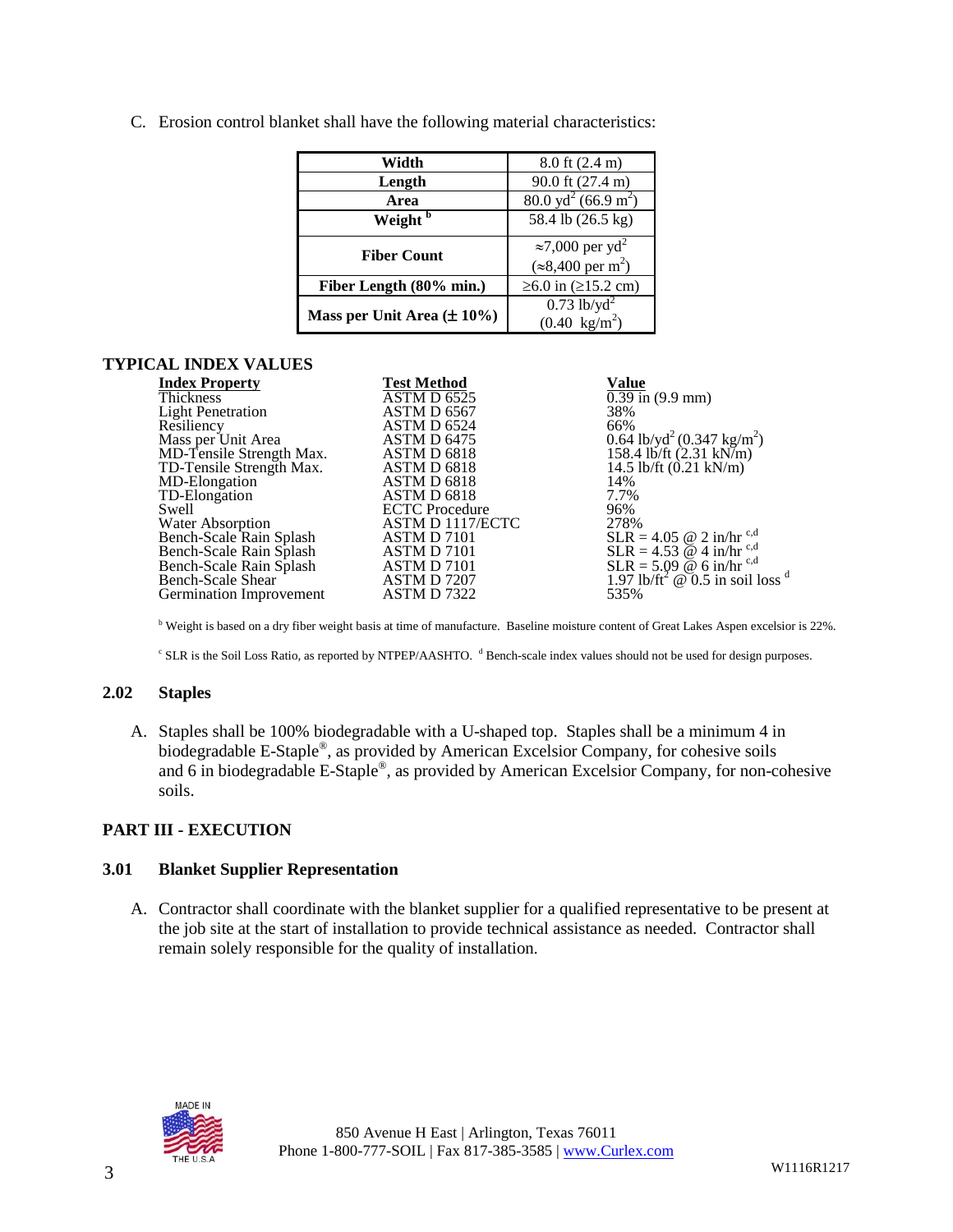C. Erosion control blanket shall have the following material characteristics:

| Property | Value |
|---|---|
| **Width** | 8.0 ft (2.4 m) |
| **Length** | 90.0 ft (27.4 m) |
| **Area** | 80.0 $yd^2$ (66.9 $m^2$) |
| **Weight** [b] | 58.4 lb (26.5 kg) |
| **Fiber Count** | ≈7,000 per $yd^2$ (≈8,400 per $m^2$) |
| **Fiber Length (80% min.)** | ≥6.0 in (≥15.2 cm) |
| **Mass per Unit Area (± 10%)** | 0.73 lb/$yd^2$ (0.40 kg/$m^2$) |

**TYPICAL INDEX VALUES**

| Index Property | Test Method | Value |
|---|---|---|
| Thickness | ASTM D 6525 | 0.39 in (9.9 mm) |
| Light Penetration | ASTM D 6567 | 38% |
| Resiliency | ASTM D 6524 | 66% |
| Mass per Unit Area | ASTM D 6475 | 0.64 lb/$yd^2$ (0.347 kg/$m^2$) |
| MD-Tensile Strength Max. | ASTM D 6818 | 158.4 lb/ft (2.31 kN/m) |
| TD-Tensile Strength Max. | ASTM D 6818 | 14.5 lb/ft (0.21 kN/m) |
| MD-Elongation | ASTM D 6818 | 14% |
| TD-Elongation | ASTM D 6818 | 7.7% |
| Swell | ECTC Procedure | 96% |
| Water Absorption | ASTM D 1117/ECTC | 278% |
| Bench-Scale Rain Splash | ASTM D 7101 | SLR = 4.05 @ 2 in/hr [c,d] |
| Bench-Scale Rain Splash | ASTM D 7101 | SLR = 4.53 @ 4 in/hr [c,d] |
| Bench-Scale Rain Splash | ASTM D 7101 | SLR = 5.09 @ 6 in/hr [c,d] |
| Bench-Scale Shear | ASTM D 7207 | 1.97 lb/$ft^2$ @ 0.5 in soil loss [d] |
| Germination Improvement | ASTM D 7322 | 535% |

[b] Weight is based on a dry fiber weight basis at time of manufacture. Baseline moisture content of Great Lakes Aspen excelsior is 22%.

[c] SLR is the Soil Loss Ratio, as reported by NTPEP/AASHTO. [d] Bench-scale index values should not be used for design purposes.

## 2.02 Staples

A. Staples shall be 100% biodegradable with a U-shaped top. Staples shall be a minimum 4 in biodegradable E-Staple®, as provided by American Excelsior Company, for cohesive soils and 6 in biodegradable E-Staple®, as provided by American Excelsior Company, for non-cohesive soils.

# PART III - EXECUTION

## 3.01 Blanket Supplier Representation

A. Contractor shall coordinate with the blanket supplier for a qualified representative to be present at the job site at the start of installation to provide technical assistance as needed. Contractor shall remain solely responsible for the quality of installation.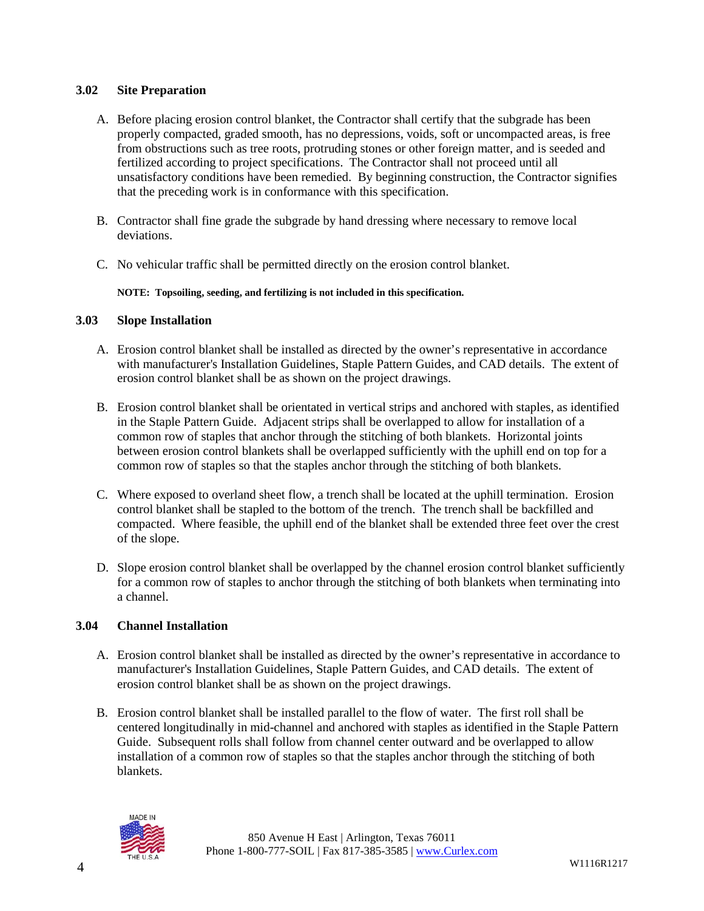### 3.02 Site Preparation

A. Before placing erosion control blanket, the Contractor shall certify that the subgrade has been properly compacted, graded smooth, has no depressions, voids, soft or uncompacted areas, is free from obstructions such as tree roots, protruding stones or other foreign matter, and is seeded and fertilized according to project specifications. The Contractor shall not proceed until all unsatisfactory conditions have been remedied. By beginning construction, the Contractor signifies that the preceding work is in conformance with this specification.

B. Contractor shall fine grade the subgrade by hand dressing where necessary to remove local deviations.

C. No vehicular traffic shall be permitted directly on the erosion control blanket.

**NOTE: Topsoiling, seeding, and fertilizing is not included in this specification.**

### 3.03 Slope Installation

A. Erosion control blanket shall be installed as directed by the owner's representative in accordance with manufacturer's Installation Guidelines, Staple Pattern Guides, and CAD details. The extent of erosion control blanket shall be as shown on the project drawings.

B. Erosion control blanket shall be orientated in vertical strips and anchored with staples, as identified in the Staple Pattern Guide. Adjacent strips shall be overlapped to allow for installation of a common row of staples that anchor through the stitching of both blankets. Horizontal joints between erosion control blankets shall be overlapped sufficiently with the uphill end on top for a common row of staples so that the staples anchor through the stitching of both blankets.

C. Where exposed to overland sheet flow, a trench shall be located at the uphill termination. Erosion control blanket shall be stapled to the bottom of the trench. The trench shall be backfilled and compacted. Where feasible, the uphill end of the blanket shall be extended three feet over the crest of the slope.

D. Slope erosion control blanket shall be overlapped by the channel erosion control blanket sufficiently for a common row of staples to anchor through the stitching of both blankets when terminating into a channel.

### 3.04 Channel Installation

A. Erosion control blanket shall be installed as directed by the owner's representative in accordance to manufacturer's Installation Guidelines, Staple Pattern Guides, and CAD details. The extent of erosion control blanket shall be as shown on the project drawings.

B. Erosion control blanket shall be installed parallel to the flow of water. The first roll shall be centered longitudinally in mid-channel and anchored with staples as identified in the Staple Pattern Guide. Subsequent rolls shall follow from channel center outward and be overlapped to allow installation of a common row of staples so that the staples anchor through the stitching of both blankets.

850 Avenue H East | Arlington, Texas 76011
Phone 1-800-777-SOIL | Fax 817-385-3585 | www.Curlex.com

W1116R1217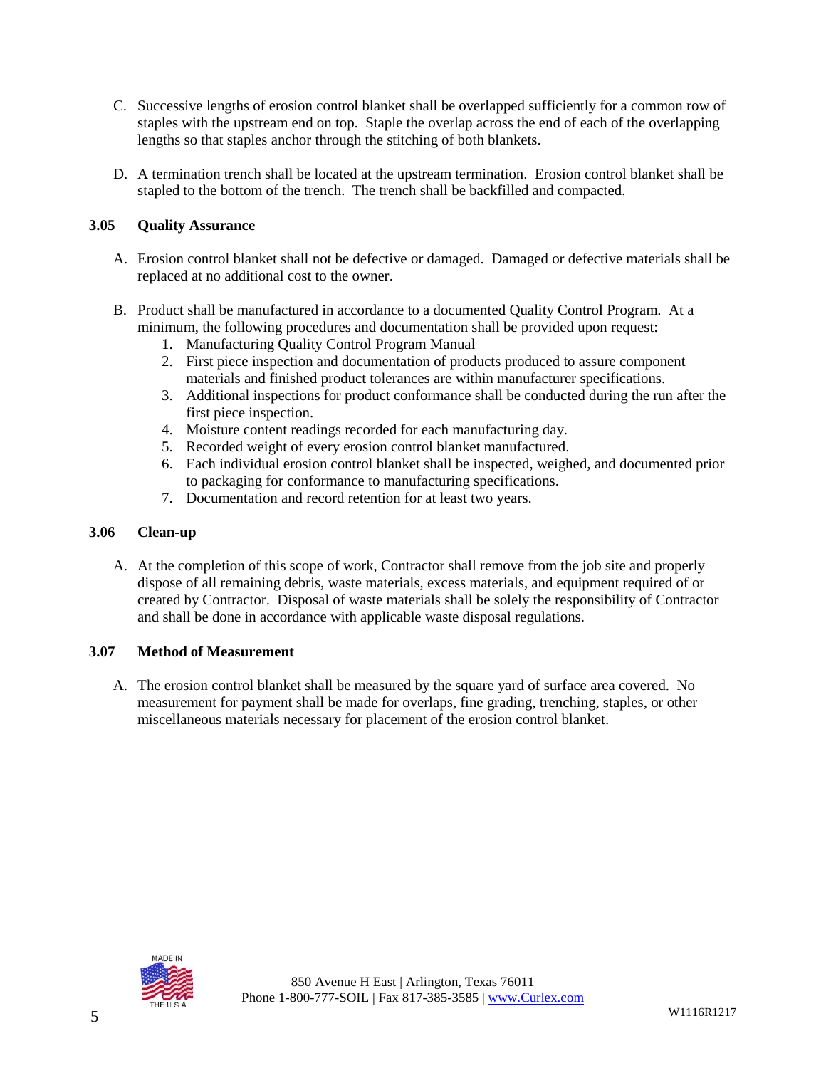C. Successive lengths of erosion control blanket shall be overlapped sufficiently for a common row of staples with the upstream end on top. Staple the overlap across the end of each of the overlapping lengths so that staples anchor through the stitching of both blankets.

D. A termination trench shall be located at the upstream termination. Erosion control blanket shall be stapled to the bottom of the trench. The trench shall be backfilled and compacted.

### 3.05 Quality Assurance

A. Erosion control blanket shall not be defective or damaged. Damaged or defective materials shall be replaced at no additional cost to the owner.

B. Product shall be manufactured in accordance to a documented Quality Control Program. At a minimum, the following procedures and documentation shall be provided upon request:

1. Manufacturing Quality Control Program Manual
2. First piece inspection and documentation of products produced to assure component materials and finished product tolerances are within manufacturer specifications.
3. Additional inspections for product conformance shall be conducted during the run after the first piece inspection.
4. Moisture content readings recorded for each manufacturing day.
5. Recorded weight of every erosion control blanket manufactured.
6. Each individual erosion control blanket shall be inspected, weighed, and documented prior to packaging for conformance to manufacturing specifications.
7. Documentation and record retention for at least two years.

### 3.06 Clean-up

A. At the completion of this scope of work, Contractor shall remove from the job site and properly dispose of all remaining debris, waste materials, excess materials, and equipment required of or created by Contractor. Disposal of waste materials shall be solely the responsibility of Contractor and shall be done in accordance with applicable waste disposal regulations.

### 3.07 Method of Measurement

A. The erosion control blanket shall be measured by the square yard of surface area covered. No measurement for payment shall be made for overlaps, fine grading, trenching, staples, or other miscellaneous materials necessary for placement of the erosion control blanket.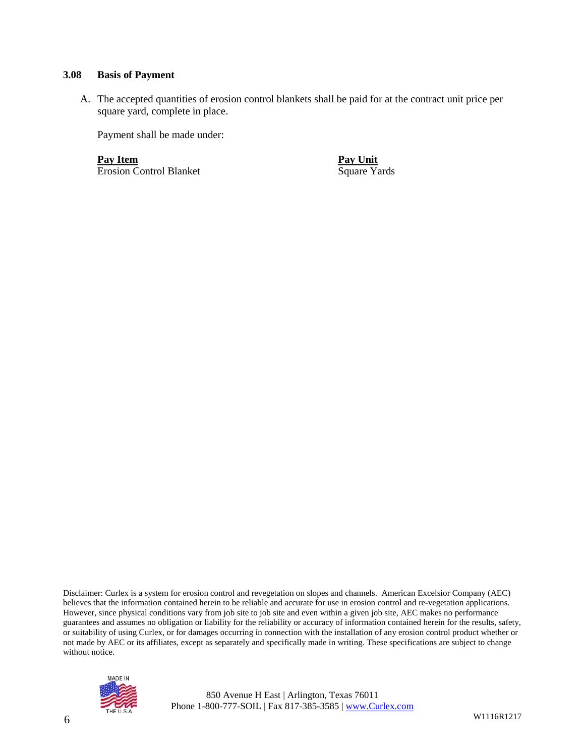### 3.08 Basis of Payment

A. The accepted quantities of erosion control blankets shall be paid for at the contract unit price per square yard, complete in place.

Payment shall be made under:

| Pay Item | Pay Unit |
| --- | --- |
| Erosion Control Blanket | Square Yards |

Disclaimer: Curlex is a system for erosion control and revegetation on slopes and channels. American Excelsior Company (AEC) believes that the information contained herein to be reliable and accurate for use in erosion control and re-vegetation applications. However, since physical conditions vary from job site to job site and even within a given job site, AEC makes no performance guarantees and assumes no obligation or liability for the reliability or accuracy of information contained herein for the results, safety, or suitability of using Curlex, or for damages occurring in connection with the installation of any erosion control product whether or not made by AEC or its affiliates, except as separately and specifically made in writing. These specifications are subject to change without notice.

MADE IN THE U.S.A

850 Avenue H East | Arlington, Texas 76011
Phone 1-800-777-SOIL | Fax 817-385-3585 | www.Curlex.com

W1116R1217